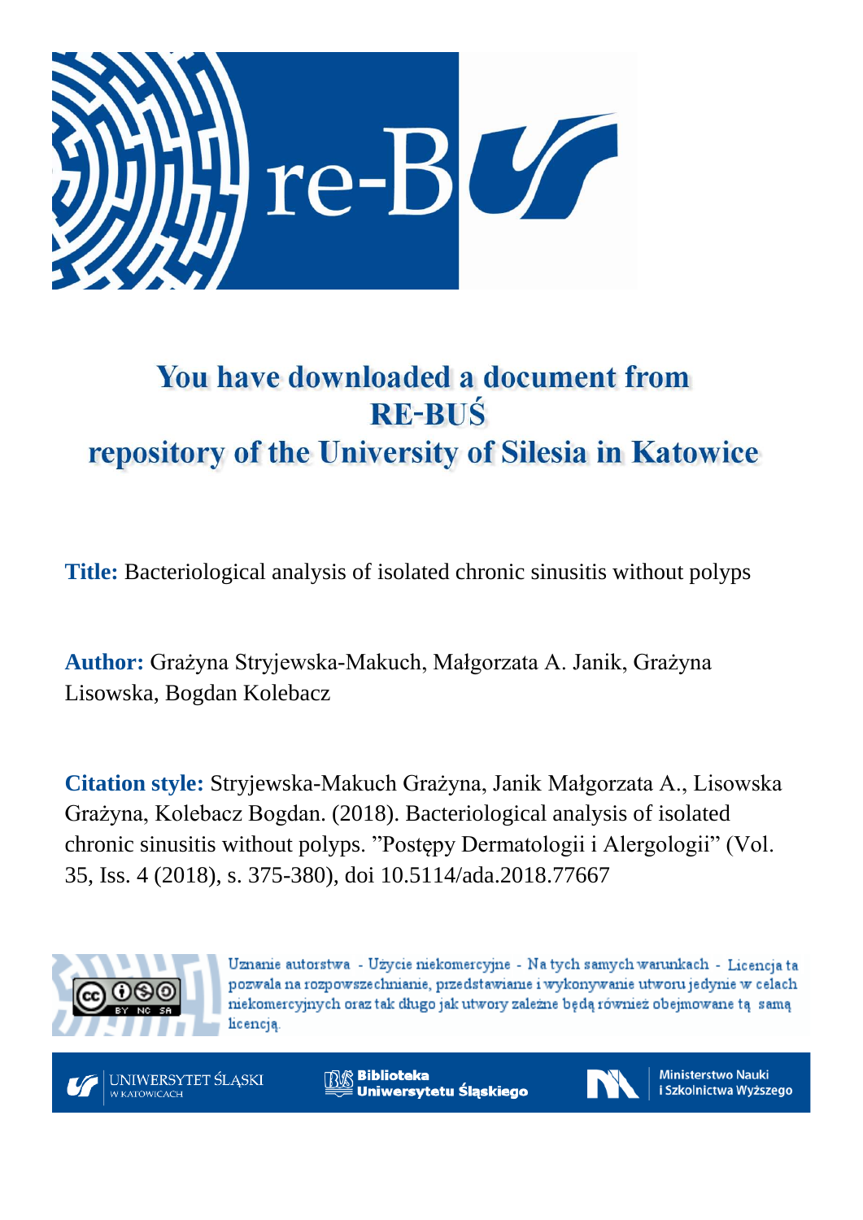# You have downloaded a document from RE-BUŚ repository of the University of Silesia in Katowice

**Title:** Bacteriological analysis of isolated chronic sinusitis without polyps

**Author:** Grażyna Stryjewska-Makuch, Małgorzata A. Janik, Grażyna Lisowska, Bogdan Kolebacz

**Citation style:** Stryjewska-Makuch Grażyna, Janik Małgorzata A., Lisowska Grażyna, Kolebacz Bogdan. (2018). Bacteriological analysis of isolated chronic sinusitis without polyps. "Postępy Dermatologii i Alergologii" (Vol. 35, Iss. 4 (2018), s. 375-380), doi 10.5114/ada.2018.77667

Uznanie autorstwa - Użycie niekomercyjne - Na tych samych warunkach - Licencja ta pozwala na rozpowszechnianie, przedstawianie i wykonywanie utworu jedynie w celach niekomercyjnych oraz tak długo jak utwory zależne będą również obejmowane tą samą licencją.

UNIWERSYTET ŚLĄSKI W KATOWICACH

Biblioteka Uniwersytetu Śląskiego

Ministerstwo Nauki i Szkolnictwa Wyższego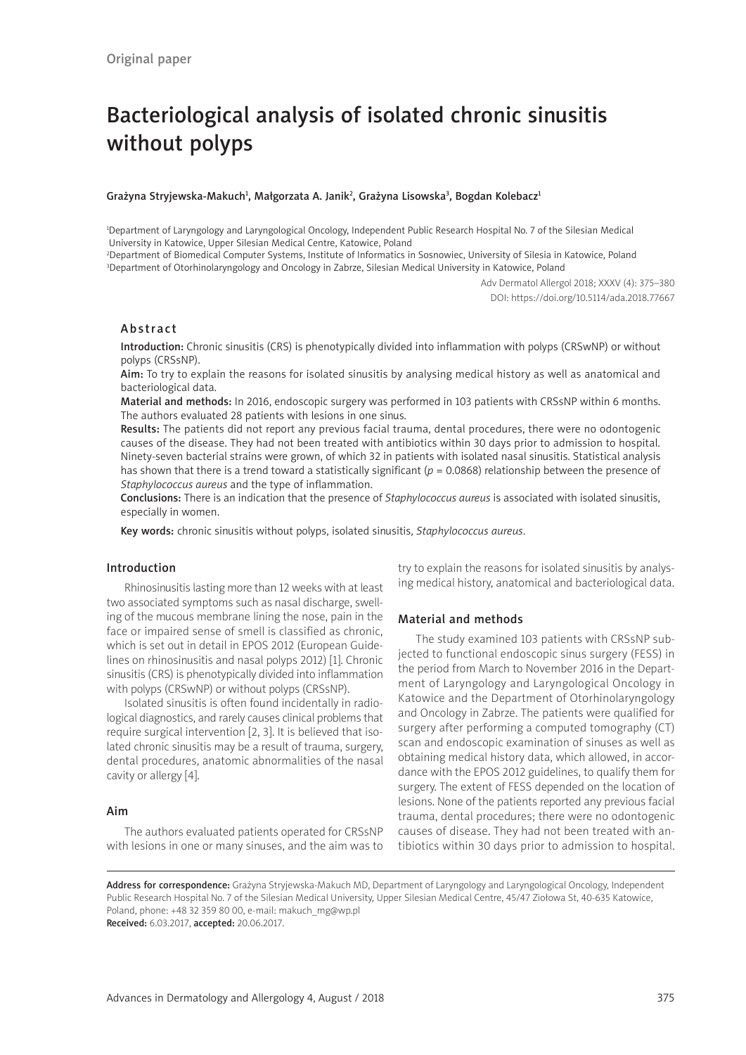Original paper

# Bacteriological analysis of isolated chronic sinusitis without polyps

Grażyna Stryjewska-Makuch[1], Małgorzata A. Janik[2], Grażyna Lisowska[3], Bogdan Kolebacz[1]

[1]Department of Laryngology and Laryngological Oncology, Independent Public Research Hospital No. 7 of the Silesian Medical University in Katowice, Upper Silesian Medical Centre, Katowice, Poland
[2]Department of Biomedical Computer Systems, Institute of Informatics in Sosnowiec, University of Silesia in Katowice, Poland
[3]Department of Otorhinolaryngology and Oncology in Zabrze, Silesian Medical University in Katowice, Poland

Adv Dermatol Allergol 2018; XXXV (4): 375–380
DOI: https://doi.org/10.5114/ada.2018.77667

## Abstract

**Introduction:** Chronic sinusitis (CRS) is phenotypically divided into inflammation with polyps (CRSwNP) or without polyps (CRSsNP).

**Aim:** To try to explain the reasons for isolated sinusitis by analysing medical history as well as anatomical and bacteriological data.

**Material and methods:** In 2016, endoscopic surgery was performed in 103 patients with CRSsNP within 6 months. The authors evaluated 28 patients with lesions in one sinus.

**Results:** The patients did not report any previous facial trauma, dental procedures, there were no odontogenic causes of the disease. They had not been treated with antibiotics within 30 days prior to admission to hospital. Ninety-seven bacterial strains were grown, of which 32 in patients with isolated nasal sinusitis. Statistical analysis has shown that there is a trend toward a statistically significant ($p = 0.0868$) relationship between the presence of *Staphylococcus aureus* and the type of inflammation.

**Conclusions:** There is an indication that the presence of *Staphylococcus aureus* is associated with isolated sinusitis, especially in women.

**Key words:** chronic sinusitis without polyps, isolated sinusitis, *Staphylococcus aureus*.

## Introduction

Rhinosinusitis lasting more than 12 weeks with at least two associated symptoms such as nasal discharge, swelling of the mucous membrane lining the nose, pain in the face or impaired sense of smell is classified as chronic, which is set out in detail in EPOS 2012 (European Guidelines on rhinosinusitis and nasal polyps 2012) [1]. Chronic sinusitis (CRS) is phenotypically divided into inflammation with polyps (CRSwNP) or without polyps (CRSsNP).

Isolated sinusitis is often found incidentally in radiological diagnostics, and rarely causes clinical problems that require surgical intervention [2, 3]. It is believed that isolated chronic sinusitis may be a result of trauma, surgery, dental procedures, anatomic abnormalities of the nasal cavity or allergy [4].

## Aim

The authors evaluated patients operated for CRSsNP with lesions in one or many sinuses, and the aim was to try to explain the reasons for isolated sinusitis by analysing medical history, anatomical and bacteriological data.

## Material and methods

The study examined 103 patients with CRSsNP subjected to functional endoscopic sinus surgery (FESS) in the period from March to November 2016 in the Department of Laryngology and Laryngological Oncology in Katowice and the Department of Otorhinolaryngology and Oncology in Zabrze. The patients were qualified for surgery after performing a computed tomography (CT) scan and endoscopic examination of sinuses as well as obtaining medical history data, which allowed, in accordance with the EPOS 2012 guidelines, to qualify them for surgery. The extent of FESS depended on the location of lesions. None of the patients reported any previous facial trauma, dental procedures; there were no odontogenic causes of disease. They had not been treated with antibiotics within 30 days prior to admission to hospital.

**Address for correspondence:** Grażyna Stryjewska-Makuch MD, Department of Laryngology and Laryngological Oncology, Independent Public Research Hospital No. 7 of the Silesian Medical University, Upper Silesian Medical Centre, 45/47 Ziołowa St, 40-635 Katowice, Poland, phone: +48 32 359 80 00, e-mail: makuch_mg@wp.pl
**Received:** 6.03.2017, **accepted:** 20.06.2017.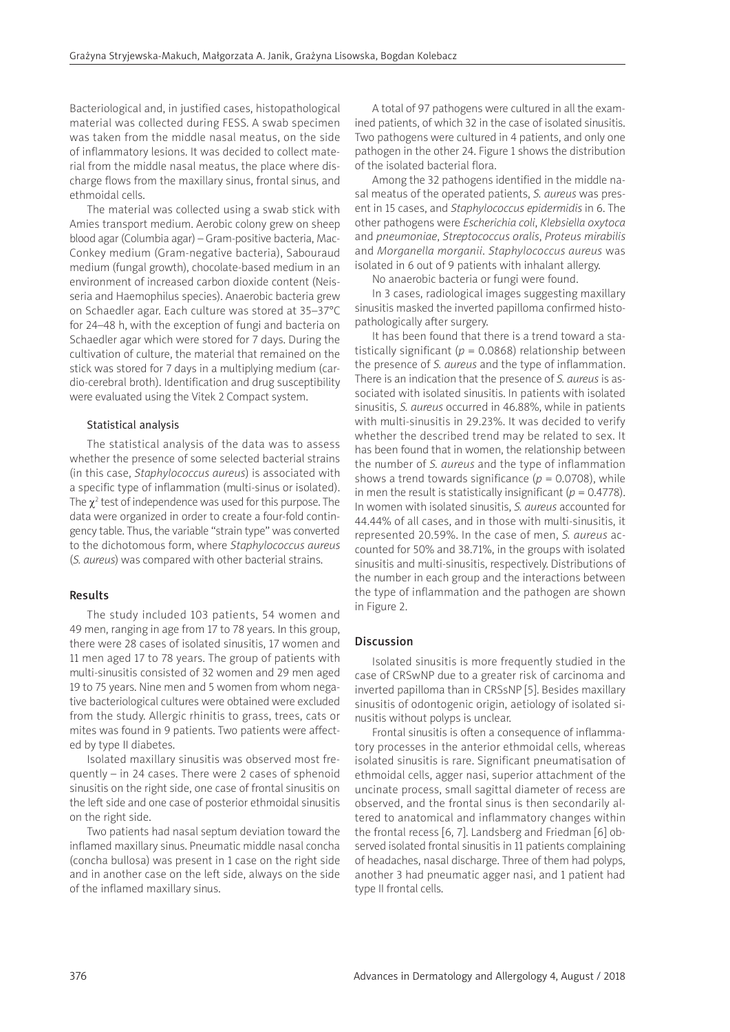Bacteriological and, in justified cases, histopathological material was collected during FESS. A swab specimen was taken from the middle nasal meatus, on the side of inflammatory lesions. It was decided to collect material from the middle nasal meatus, the place where discharge flows from the maxillary sinus, frontal sinus, and ethmoidal cells.

The material was collected using a swab stick with Amies transport medium. Aerobic colony grew on sheep blood agar (Columbia agar) – Gram-positive bacteria, MacConkey medium (Gram-negative bacteria), Sabouraud medium (fungal growth), chocolate-based medium in an environment of increased carbon dioxide content (Neisseria and Haemophilus species). Anaerobic bacteria grew on Schaedler agar. Each culture was stored at 35–37°C for 24–48 h, with the exception of fungi and bacteria on Schaedler agar which were stored for 7 days. During the cultivation of culture, the material that remained on the stick was stored for 7 days in a multiplying medium (cardio-cerebral broth). Identification and drug susceptibility were evaluated using the Vitek 2 Compact system.

### Statistical analysis

The statistical analysis of the data was to assess whether the presence of some selected bacterial strains (in this case, *Staphylococcus aureus*) is associated with a specific type of inflammation (multi-sinus or isolated). The $\chi^2$ test of independence was used for this purpose. The data were organized in order to create a four-fold contingency table. Thus, the variable "strain type" was converted to the dichotomous form, where *Staphylococcus aureus* (*S. aureus*) was compared with other bacterial strains.

## Results

The study included 103 patients, 54 women and 49 men, ranging in age from 17 to 78 years. In this group, there were 28 cases of isolated sinusitis, 17 women and 11 men aged 17 to 78 years. The group of patients with multi-sinusitis consisted of 32 women and 29 men aged 19 to 75 years. Nine men and 5 women from whom negative bacteriological cultures were obtained were excluded from the study. Allergic rhinitis to grass, trees, cats or mites was found in 9 patients. Two patients were affected by type II diabetes.

Isolated maxillary sinusitis was observed most frequently – in 24 cases. There were 2 cases of sphenoid sinusitis on the right side, one case of frontal sinusitis on the left side and one case of posterior ethmoidal sinusitis on the right side.

Two patients had nasal septum deviation toward the inflamed maxillary sinus. Pneumatic middle nasal concha (concha bullosa) was present in 1 case on the right side and in another case on the left side, always on the side of the inflamed maxillary sinus.

A total of 97 pathogens were cultured in all the examined patients, of which 32 in the case of isolated sinusitis. Two pathogens were cultured in 4 patients, and only one pathogen in the other 24. Figure 1 shows the distribution of the isolated bacterial flora.

Among the 32 pathogens identified in the middle nasal meatus of the operated patients, *S. aureus* was present in 15 cases, and *Staphylococcus epidermidis* in 6. The other pathogens were *Escherichia coli*, *Klebsiella oxytoca* and *pneumoniae*, *Streptococcus oralis*, *Proteus mirabilis* and *Morganella morganii*. *Staphylococcus aureus* was isolated in 6 out of 9 patients with inhalant allergy.

No anaerobic bacteria or fungi were found.

In 3 cases, radiological images suggesting maxillary sinusitis masked the inverted papilloma confirmed histopathologically after surgery.

It has been found that there is a trend toward a statistically significant ($p = 0.0868$) relationship between the presence of *S. aureus* and the type of inflammation. There is an indication that the presence of *S. aureus* is associated with isolated sinusitis. In patients with isolated sinusitis, *S. aureus* occurred in 46.88%, while in patients with multi-sinusitis in 29.23%. It was decided to verify whether the described trend may be related to sex. It has been found that in women, the relationship between the number of *S. aureus* and the type of inflammation shows a trend towards significance ($p = 0.0708$), while in men the result is statistically insignificant ($p = 0.4778$). In women with isolated sinusitis, *S. aureus* accounted for 44.44% of all cases, and in those with multi-sinusitis, it represented 20.59%. In the case of men, *S. aureus* accounted for 50% and 38.71%, in the groups with isolated sinusitis and multi-sinusitis, respectively. Distributions of the number in each group and the interactions between the type of inflammation and the pathogen are shown in Figure 2.

## Discussion

Isolated sinusitis is more frequently studied in the case of CRSwNP due to a greater risk of carcinoma and inverted papilloma than in CRSsNP [5]. Besides maxillary sinusitis of odontogenic origin, aetiology of isolated sinusitis without polyps is unclear.

Frontal sinusitis is often a consequence of inflammatory processes in the anterior ethmoidal cells, whereas isolated sinusitis is rare. Significant pneumatisation of ethmoidal cells, agger nasi, superior attachment of the uncinate process, small sagittal diameter of recess are observed, and the frontal sinus is then secondarily altered to anatomical and inflammatory changes within the frontal recess [6, 7]. Landsberg and Friedman [6] observed isolated frontal sinusitis in 11 patients complaining of headaches, nasal discharge. Three of them had polyps, another 3 had pneumatic agger nasi, and 1 patient had type II frontal cells.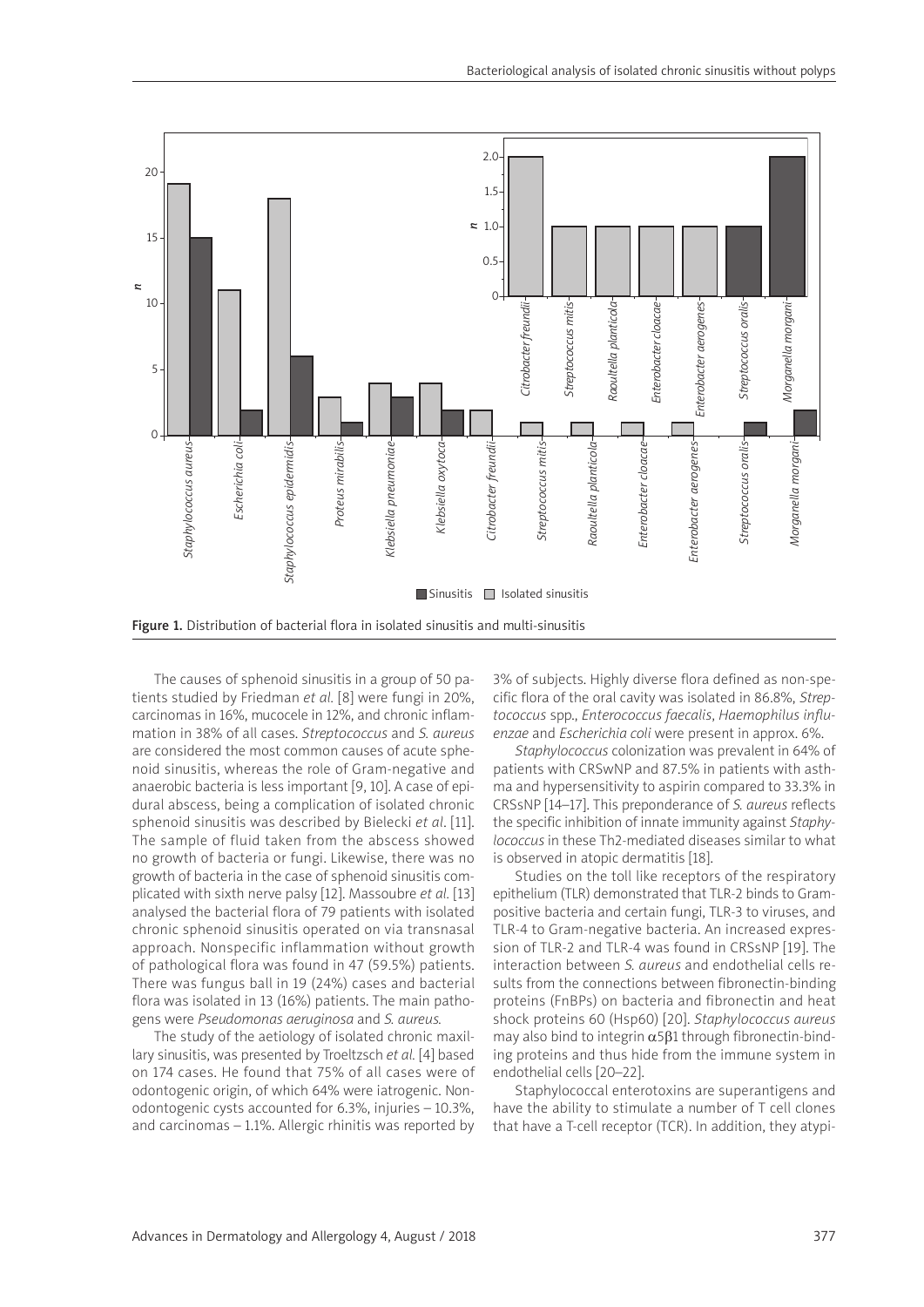Figure 1. Distribution of bacterial flora in isolated sinusitis and multi-sinusitis

The causes of sphenoid sinusitis in a group of 50 patients studied by Friedman *et al.* [8] were fungi in 20%, carcinomas in 16%, mucocele in 12%, and chronic inflammation in 38% of all cases. *Streptococcus* and *S. aureus* are considered the most common causes of acute sphenoid sinusitis, whereas the role of Gram-negative and anaerobic bacteria is less important [9, 10]. A case of epidural abscess, being a complication of isolated chronic sphenoid sinusitis was described by Bielecki *et al*. [11]. The sample of fluid taken from the abscess showed no growth of bacteria or fungi. Likewise, there was no growth of bacteria in the case of sphenoid sinusitis complicated with sixth nerve palsy [12]. Massoubre *et al.* [13] analysed the bacterial flora of 79 patients with isolated chronic sphenoid sinusitis operated on via transnasal approach. Nonspecific inflammation without growth of pathological flora was found in 47 (59.5%) patients. There was fungus ball in 19 (24%) cases and bacterial flora was isolated in 13 (16%) patients. The main pathogens were *Pseudomonas aeruginosa* and *S. aureus*.

The study of the aetiology of isolated chronic maxillary sinusitis, was presented by Troeltzsch *et al.* [4] based on 174 cases. He found that 75% of all cases were of odontogenic origin, of which 64% were iatrogenic. Non-odontogenic cysts accounted for 6.3%, injuries – 10.3%, and carcinomas – 1.1%. Allergic rhinitis was reported by 3% of subjects. Highly diverse flora defined as non-specific flora of the oral cavity was isolated in 86.8%, *Streptococcus* spp., *Enterococcus faecalis*, *Haemophilus influenzae* and *Escherichia coli* were present in approx. 6%.

*Staphylococcus* colonization was prevalent in 64% of patients with CRSwNP and 87.5% in patients with asthma and hypersensitivity to aspirin compared to 33.3% in CRSsNP [14–17]. This preponderance of *S. aureus* reflects the specific inhibition of innate immunity against *Staphylococcus* in these Th2-mediated diseases similar to what is observed in atopic dermatitis [18].

Studies on the toll like receptors of the respiratory epithelium (TLR) demonstrated that TLR-2 binds to Gram-positive bacteria and certain fungi, TLR-3 to viruses, and TLR-4 to Gram-negative bacteria. An increased expression of TLR-2 and TLR-4 was found in CRSsNP [19]. The interaction between *S. aureus* and endothelial cells results from the connections between fibronectin-binding proteins (FnBPs) on bacteria and fibronectin and heat shock proteins 60 (Hsp60) [20]. *Staphylococcus aureus* may also bind to integrin $\alpha5\beta1$ through fibronectin-binding proteins and thus hide from the immune system in endothelial cells [20–22].

Staphylococcal enterotoxins are superantigens and have the ability to stimulate a number of T cell clones that have a T-cell receptor (TCR). In addition, they atypi-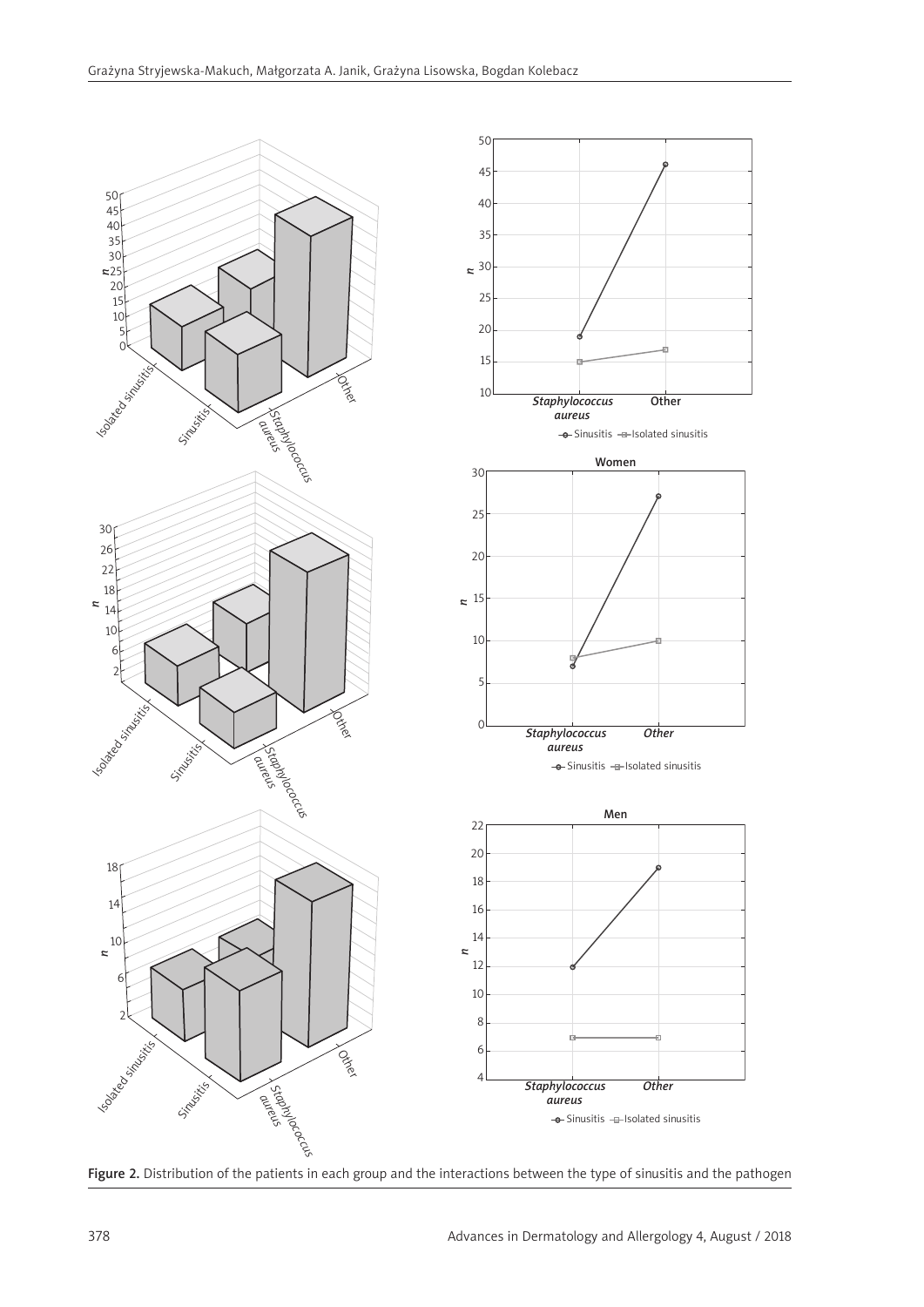Figure 2. Distribution of the patients in each group and the interactions between the type of sinusitis and the pathogen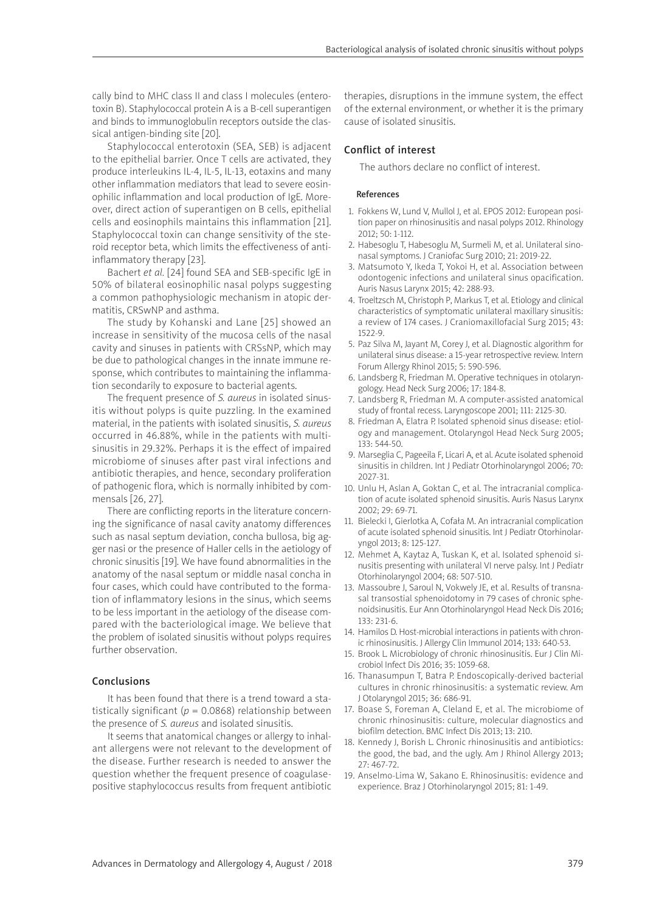cally bind to MHC class II and class I molecules (enterotoxin B). Staphylococcal protein A is a B-cell superantigen and binds to immunoglobulin receptors outside the classical antigen-binding site [20].

Staphylococcal enterotoxin (SEA, SEB) is adjacent to the epithelial barrier. Once T cells are activated, they produce interleukins IL-4, IL-5, IL-13, eotaxins and many other inflammation mediators that lead to severe eosinophilic inflammation and local production of IgE. Moreover, direct action of superantigen on B cells, epithelial cells and eosinophils maintains this inflammation [21]. Staphylococcal toxin can change sensitivity of the steroid receptor beta, which limits the effectiveness of anti-inflammatory therapy [23].

Bachert *et al.* [24] found SEA and SEB-specific IgE in 50% of bilateral eosinophilic nasal polyps suggesting a common pathophysiologic mechanism in atopic dermatitis, CRSwNP and asthma.

The study by Kohanski and Lane [25] showed an increase in sensitivity of the mucosa cells of the nasal cavity and sinuses in patients with CRSsNP, which may be due to pathological changes in the innate immune response, which contributes to maintaining the inflammation secondarily to exposure to bacterial agents.

The frequent presence of *S. aureus* in isolated sinusitis without polyps is quite puzzling. In the examined material, in the patients with isolated sinusitis, *S. aureus* occurred in 46.88%, while in the patients with multisinusitis in 29.32%. Perhaps it is the effect of impaired microbiome of sinuses after past viral infections and antibiotic therapies, and hence, secondary proliferation of pathogenic flora, which is normally inhibited by commensals [26, 27].

There are conflicting reports in the literature concerning the significance of nasal cavity anatomy differences such as nasal septum deviation, concha bullosa, big agger nasi or the presence of Haller cells in the aetiology of chronic sinusitis [19]. We have found abnormalities in the anatomy of the nasal septum or middle nasal concha in four cases, which could have contributed to the formation of inflammatory lesions in the sinus, which seems to be less important in the aetiology of the disease compared with the bacteriological image. We believe that the problem of isolated sinusitis without polyps requires further observation.

## Conclusions

It has been found that there is a trend toward a statistically significant ($p = 0.0868$) relationship between the presence of *S. aureus* and isolated sinusitis.

It seems that anatomical changes or allergy to inhalant allergens were not relevant to the development of the disease. Further research is needed to answer the question whether the frequent presence of coagulase-positive staphylococcus results from frequent antibiotic therapies, disruptions in the immune system, the effect of the external environment, or whether it is the primary cause of isolated sinusitis.

## Conflict of interest

The authors declare no conflict of interest.

#### References

1. Fokkens W, Lund V, Mullol J, et al. EPOS 2012: European position paper on rhinosinusitis and nasal polyps 2012. Rhinology 2012; 50: 1-112.
2. Habesoglu T, Habesoglu M, Surmeli M, et al. Unilateral sinonasal symptoms. J Craniofac Surg 2010; 21: 2019-22.
3. Matsumoto Y, Ikeda T, Yokoi H, et al. Association between odontogenic infections and unilateral sinus opacification. Auris Nasus Larynx 2015; 42: 288-93.
4. Troeltzsch M, Christoph P, Markus T, et al. Etiology and clinical characteristics of symptomatic unilateral maxillary sinusitis: a review of 174 cases. J Craniomaxillofacial Surg 2015; 43: 1522-9.
5. Paz Silva M, Jayant M, Corey J, et al. Diagnostic algorithm for unilateral sinus disease: a 15-year retrospective review. Intern Forum Allergy Rhinol 2015; 5: 590-596.
6. Landsberg R, Friedman M. Operative techniques in otolaryngology. Head Neck Surg 2006; 17: 184-8.
7. Landsberg R, Friedman M. A computer-assisted anatomical study of frontal recess. Laryngoscope 2001; 111: 2125-30.
8. Friedman A, Elatra P. Isolated sphenoid sinus disease: etiology and management. Otolaryngol Head Neck Surg 2005; 133: 544-50.
9. Marseglia C, Pageeila F, Licari A, et al. Acute isolated sphenoid sinusitis in children. Int J Pediatr Otorhinolaryngol 2006; 70: 2027-31.
10. Unlu H, Aslan A, Goktan C, et al. The intracranial complication of acute isolated sphenoid sinusitis. Auris Nasus Larynx 2002; 29: 69-71.
11. Bielecki I, Gierlotka A, Cofała M. An intracranial complication of acute isolated sphenoid sinusitis. Int J Pediatr Otorhinolaryngol 2013; 8: 125-127.
12. Mehmet A, Kaytaz A, Tuskan K, et al. Isolated sphenoid sinusitis presenting with unilateral VI nerve palsy. Int J Pediatr Otorhinolaryngol 2004; 68: 507-510.
13. Massoubre J, Saroul N, Vokwely JE, et al. Results of transnasal transostial sphenoidotomy in 79 cases of chronic sphenoidsinusitis. Eur Ann Otorhinolaryngol Head Neck Dis 2016; 133: 231-6.
14. Hamilos D. Host-microbial interactions in patients with chronic rhinosinusitis. J Allergy Clin Immunol 2014; 133: 640-53.
15. Brook L. Microbiology of chronic rhinosinusitis. Eur J Clin Microbiol Infect Dis 2016; 35: 1059-68.
16. Thanasumpun T, Batra P. Endoscopically-derived bacterial cultures in chronic rhinosinusitis: a systematic review. Am J Otolaryngol 2015; 36: 686-91.
17. Boase S, Foreman A, Cleland E, et al. The microbiome of chronic rhinosinusitis: culture, molecular diagnostics and biofilm detection. BMC Infect Dis 2013; 13: 210.
18. Kennedy J, Borish L. Chronic rhinosinusitis and antibiotics: the good, the bad, and the ugly. Am J Rhinol Allergy 2013; 27: 467-72.
19. Anselmo-Lima W, Sakano E. Rhinosinusitis: evidence and experience. Braz J Otorhinolaryngol 2015; 81: 1-49.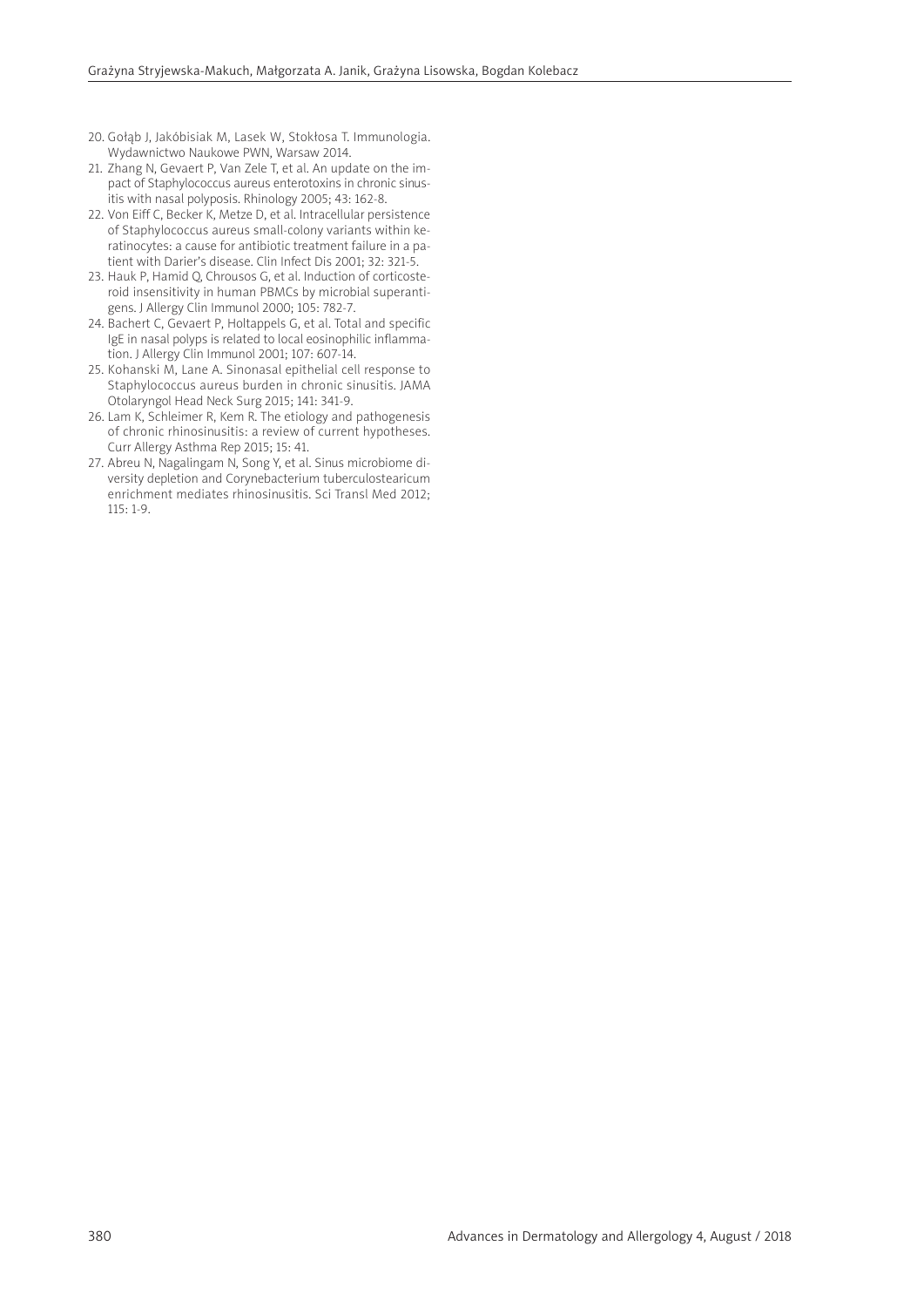20. Gołąb J, Jakóbisiak M, Lasek W, Stokłosa T. Immunologia. Wydawnictwo Naukowe PWN, Warsaw 2014.
21. Zhang N, Gevaert P, Van Zele T, et al. An update on the impact of Staphylococcus aureus enterotoxins in chronic sinusitis with nasal polyposis. Rhinology 2005; 43: 162-8.
22. Von Eiff C, Becker K, Metze D, et al. Intracellular persistence of Staphylococcus aureus small-colony variants within keratinocytes: a cause for antibiotic treatment failure in a patient with Darier's disease. Clin Infect Dis 2001; 32: 321-5.
23. Hauk P, Hamid Q, Chrousos G, et al. Induction of corticosteroid insensitivity in human PBMCs by microbial superantigens. J Allergy Clin Immunol 2000; 105: 782-7.
24. Bachert C, Gevaert P, Holtappels G, et al. Total and specific IgE in nasal polyps is related to local eosinophilic inflammation. J Allergy Clin Immunol 2001; 107: 607-14.
25. Kohanski M, Lane A. Sinonasal epithelial cell response to Staphylococcus aureus burden in chronic sinusitis. JAMA Otolaryngol Head Neck Surg 2015; 141: 341-9.
26. Lam K, Schleimer R, Kem R. The etiology and pathogenesis of chronic rhinosinusitis: a review of current hypotheses. Curr Allergy Asthma Rep 2015; 15: 41.
27. Abreu N, Nagalingam N, Song Y, et al. Sinus microbiome diversity depletion and Corynebacterium tuberculostearicum enrichment mediates rhinosinusitis. Sci Transl Med 2012; 115: 1-9.